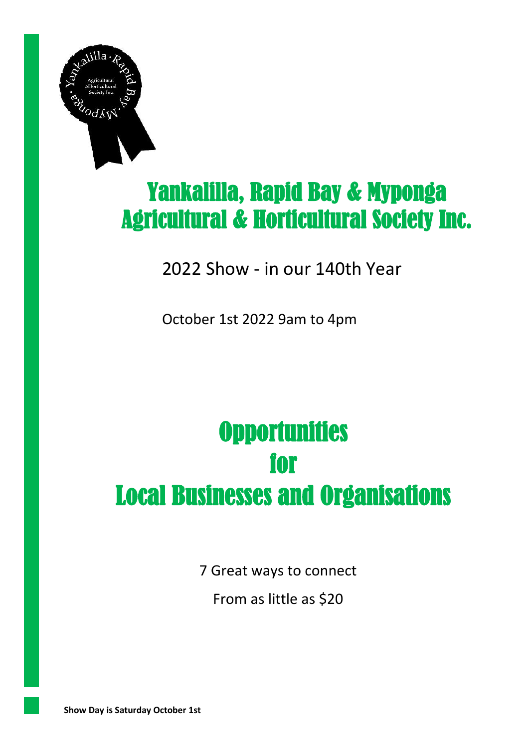# Yankalilla, Rapid Bay & Myponga Agricultural & Horticultural Society Inc.

2022 Show - in our 140th Year

October 1st 2022 9am to 4pm

# Opportunities for Local Businesses and Organisations

7 Great ways to connect

From as little as $20

**Show Day is Saturday October 1st**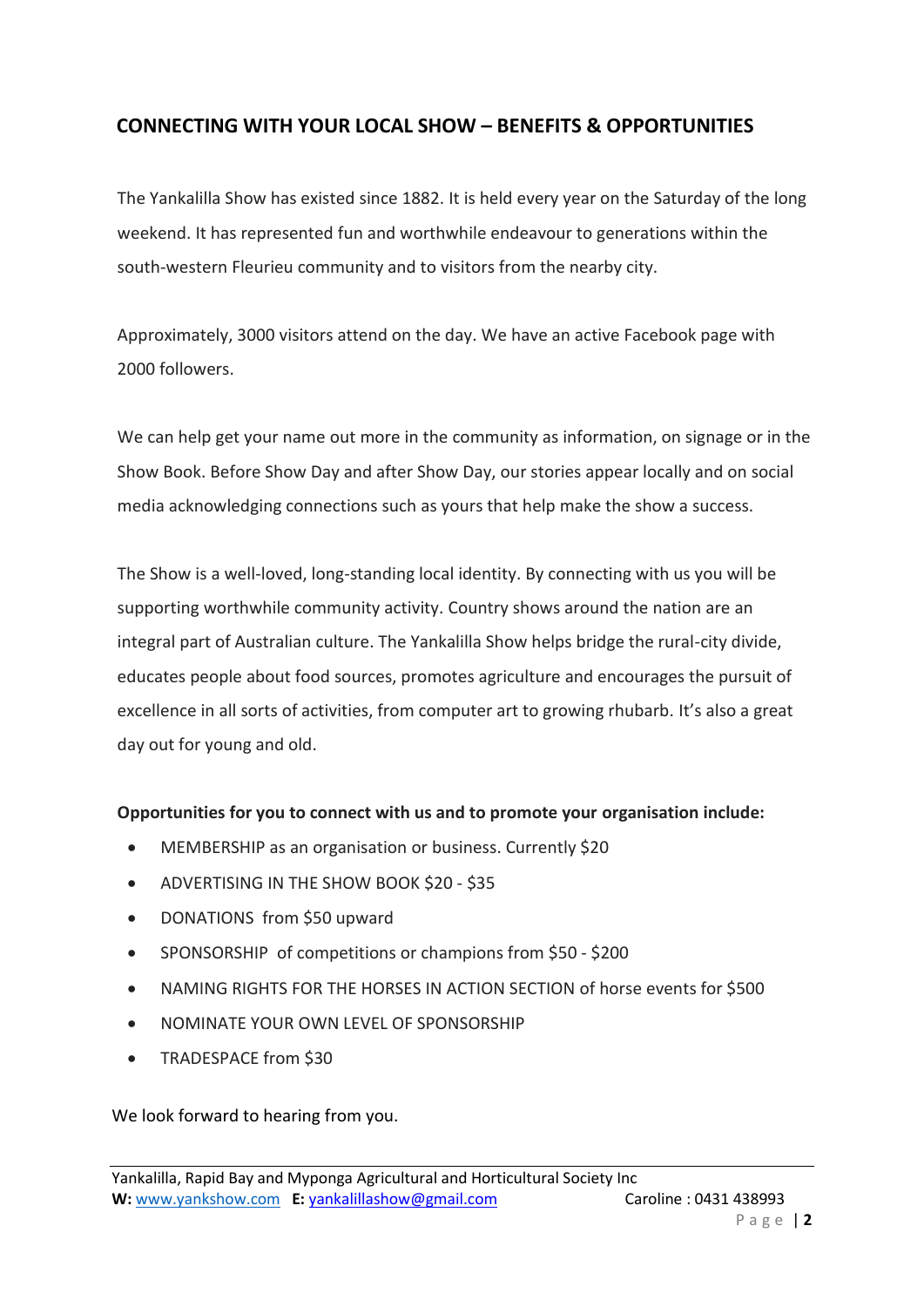## CONNECTING WITH YOUR LOCAL SHOW – BENEFITS & OPPORTUNITIES

The Yankalilla Show has existed since 1882. It is held every year on the Saturday of the long weekend. It has represented fun and worthwhile endeavour to generations within the south-western Fleurieu community and to visitors from the nearby city.

Approximately, 3000 visitors attend on the day. We have an active Facebook page with 2000 followers.

We can help get your name out more in the community as information, on signage or in the Show Book. Before Show Day and after Show Day, our stories appear locally and on social media acknowledging connections such as yours that help make the show a success.

The Show is a well-loved, long-standing local identity. By connecting with us you will be supporting worthwhile community activity. Country shows around the nation are an integral part of Australian culture. The Yankalilla Show helps bridge the rural-city divide, educates people about food sources, promotes agriculture and encourages the pursuit of excellence in all sorts of activities, from computer art to growing rhubarb. It's also a great day out for young and old.

**Opportunities for you to connect with us and to promote your organisation include:**

- MEMBERSHIP as an organisation or business. Currently $20
- ADVERTISING IN THE SHOW BOOK $20 - $35
- DONATIONS from $50 upward
- SPONSORSHIP of competitions or champions from $50 - $200
- NAMING RIGHTS FOR THE HORSES IN ACTION SECTION of horse events for $500
- NOMINATE YOUR OWN LEVEL OF SPONSORSHIP
- TRADESPACE from $30

We look forward to hearing from you.

Yankalilla, Rapid Bay and Myponga Agricultural and Horticultural Society Inc
**W:** www.yankshow.com **E:** yankalillashow@gmail.com Caroline : 0431 438993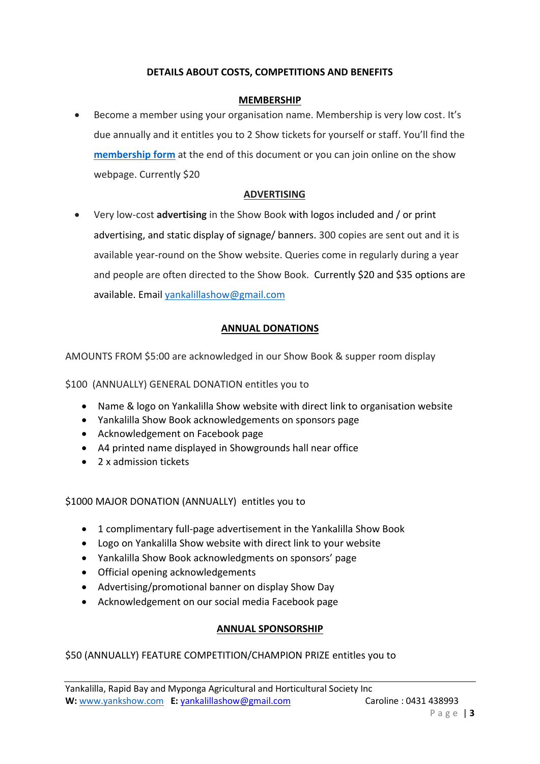## DETAILS ABOUT COSTS, COMPETITIONS AND BENEFITS

### MEMBERSHIP

- Become a member using your organisation name. Membership is very low cost. It's due annually and it entitles you to 2 Show tickets for yourself or staff. You'll find the **membership form** at the end of this document or you can join online on the show webpage. Currently $20

### ADVERTISING

- Very low-cost **advertising** in the Show Book with logos included and / or print advertising, and static display of signage/ banners. 300 copies are sent out and it is available year-round on the Show website. Queries come in regularly during a year and people are often directed to the Show Book. Currently $20 and $35 options are available. Email yankalillashow@gmail.com

### ANNUAL DONATIONS

AMOUNTS FROM $5:00 are acknowledged in our Show Book & supper room display

$100 (ANNUALLY) GENERAL DONATION entitles you to

- Name & logo on Yankalilla Show website with direct link to organisation website
- Yankalilla Show Book acknowledgements on sponsors page
- Acknowledgement on Facebook page
- A4 printed name displayed in Showgrounds hall near office
- 2 x admission tickets

$1000 MAJOR DONATION (ANNUALLY) entitles you to

- 1 complimentary full-page advertisement in the Yankalilla Show Book
- Logo on Yankalilla Show website with direct link to your website
- Yankalilla Show Book acknowledgments on sponsors' page
- Official opening acknowledgements
- Advertising/promotional banner on display Show Day
- Acknowledgement on our social media Facebook page

### ANNUAL SPONSORSHIP

$50 (ANNUALLY) FEATURE COMPETITION/CHAMPION PRIZE entitles you to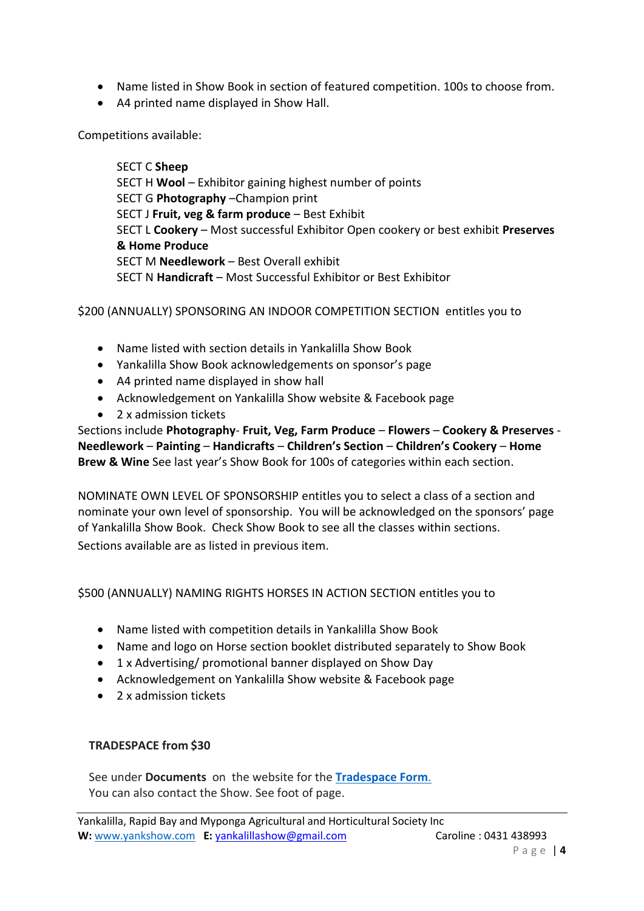- Name listed in Show Book in section of featured competition. 100s to choose from.
- A4 printed name displayed in Show Hall.

Competitions available:

> SECT C **Sheep**
> SECT H **Wool** – Exhibitor gaining highest number of points
> SECT G **Photography** –Champion print
> SECT J **Fruit, veg & farm produce** – Best Exhibit
> SECT L **Cookery** – Most successful Exhibitor Open cookery or best exhibit **Preserves & Home Produce**
> SECT M **Needlework** – Best Overall exhibit
> SECT N **Handicraft** – Most Successful Exhibitor or Best Exhibitor

$200 (ANNUALLY) SPONSORING AN INDOOR COMPETITION SECTION entitles you to

- Name listed with section details in Yankalilla Show Book
- Yankalilla Show Book acknowledgements on sponsor's page
- A4 printed name displayed in show hall
- Acknowledgement on Yankalilla Show website & Facebook page
- 2 x admission tickets

Sections include **Photography**- **Fruit, Veg, Farm Produce** – **Flowers** – **Cookery & Preserves** - **Needlework** – **Painting** – **Handicrafts** – **Children's Section** – **Children's Cookery** – **Home Brew & Wine** See last year's Show Book for 100s of categories within each section.

NOMINATE OWN LEVEL OF SPONSORSHIP entitles you to select a class of a section and nominate your own level of sponsorship. You will be acknowledged on the sponsors' page of Yankalilla Show Book. Check Show Book to see all the classes within sections. Sections available are as listed in previous item.

$500 (ANNUALLY) NAMING RIGHTS HORSES IN ACTION SECTION entitles you to

- Name listed with competition details in Yankalilla Show Book
- Name and logo on Horse section booklet distributed separately to Show Book
- 1 x Advertising/ promotional banner displayed on Show Day
- Acknowledgement on Yankalilla Show website & Facebook page
- 2 x admission tickets

**TRADESPACE from $30**

See under **Documents** on the website for the **Tradespace Form**.
You can also contact the Show. See foot of page.

Yankalilla, Rapid Bay and Myponga Agricultural and Horticultural Society Inc
**W:** www.yankshow.com **E:** yankalillashow@gmail.com Caroline : 0431 438993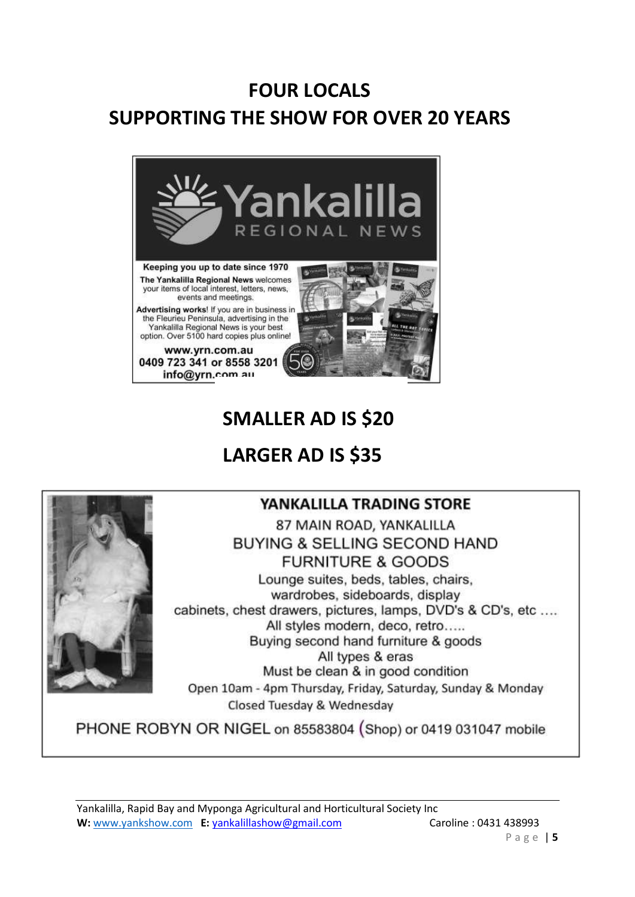## FOUR LOCALS
## SUPPORTING THE SHOW FOR OVER 20 YEARS

**Yankalilla REGIONAL NEWS**

**Keeping you up to date since 1970**

**The Yankalilla Regional News** welcomes your items of local interest, letters, news, events and meetings.

**Advertising works!** If you are in business in the Fleurieu Peninsula, advertising in the Yankalilla Regional News is your best option. Over 5100 hard copies plus online!

**www.yrn.com.au**
**0409 723 341 or 8558 3201**
**info@yrn.com.au**

## SMALLER AD IS $20

## LARGER AD IS $35

**YANKALILLA TRADING STORE**

87 MAIN ROAD, YANKALILLA

BUYING & SELLING SECOND HAND FURNITURE & GOODS

Lounge suites, beds, tables, chairs, wardrobes, sideboards, display cabinets, chest drawers, pictures, lamps, DVD's & CD's, etc ....

All styles modern, deco, retro.....

Buying second hand furniture & goods

All types & eras

Must be clean & in good condition

Open 10am - 4pm Thursday, Friday, Saturday, Sunday & Monday

Closed Tuesday & Wednesday

PHONE ROBYN OR NIGEL on 85583804 (Shop) or 0419 031047 mobile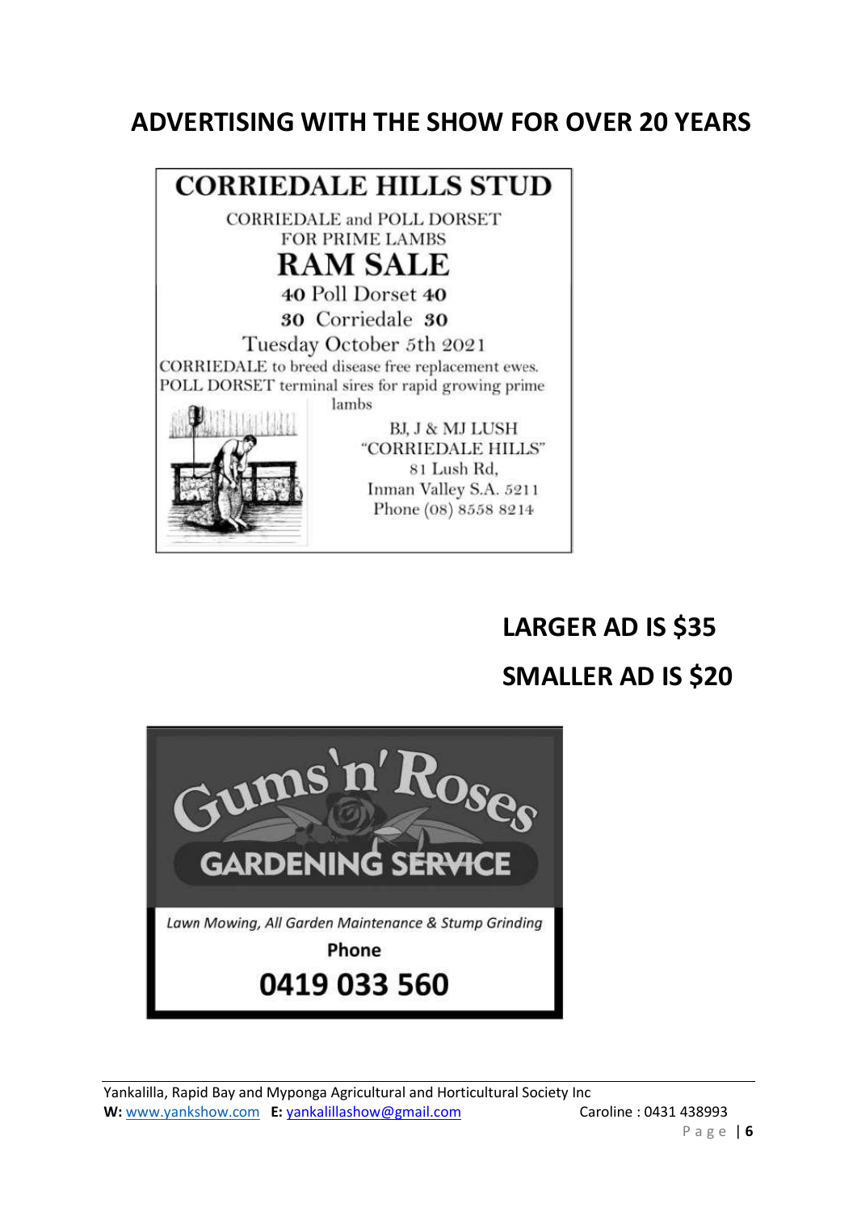# ADVERTISING WITH THE SHOW FOR OVER 20 YEARS

**CORRIEDALE HILLS STUD**

CORRIEDALE and POLL DORSET
FOR PRIME LAMBS

**RAM SALE**

**40** Poll Dorset **40**

**30** Corriedale **30**

Tuesday October 5th 2021

CORRIEDALE to breed disease free replacement ewes.
POLL DORSET terminal sires for rapid growing prime lambs

BJ, J & MJ LUSH
"CORRIEDALE HILLS"
81 Lush Rd,
Inman Valley S.A. 5211
Phone (08) 8558 8214

## LARGER AD IS $35

## SMALLER AD IS $20

**Gums 'n' Roses**
**GARDENING SERVICE**

*Lawn Mowing, All Garden Maintenance & Stump Grinding*

**Phone**

**0419 033 560**

Yankalilla, Rapid Bay and Myponga Agricultural and Horticultural Society Inc
**W:** www.yankshow.com **E:** yankalillashow@gmail.com Caroline : 0431 438993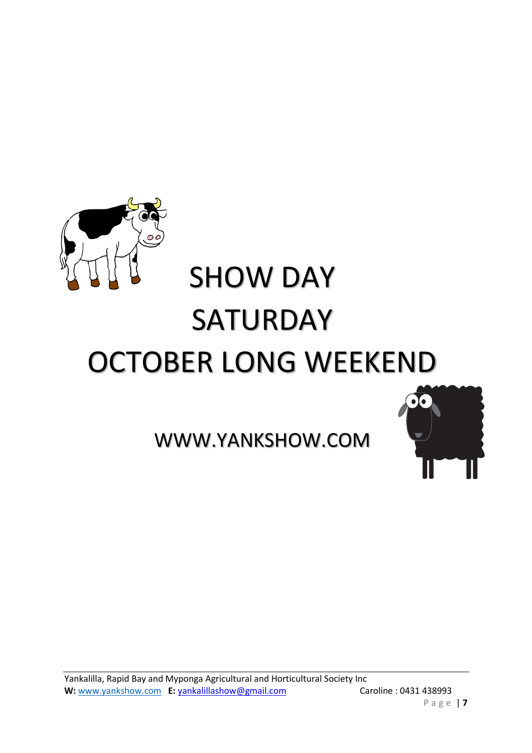# SHOW DAY SATURDAY OCTOBER LONG WEEKEND

WWW.YANKSHOW.COM